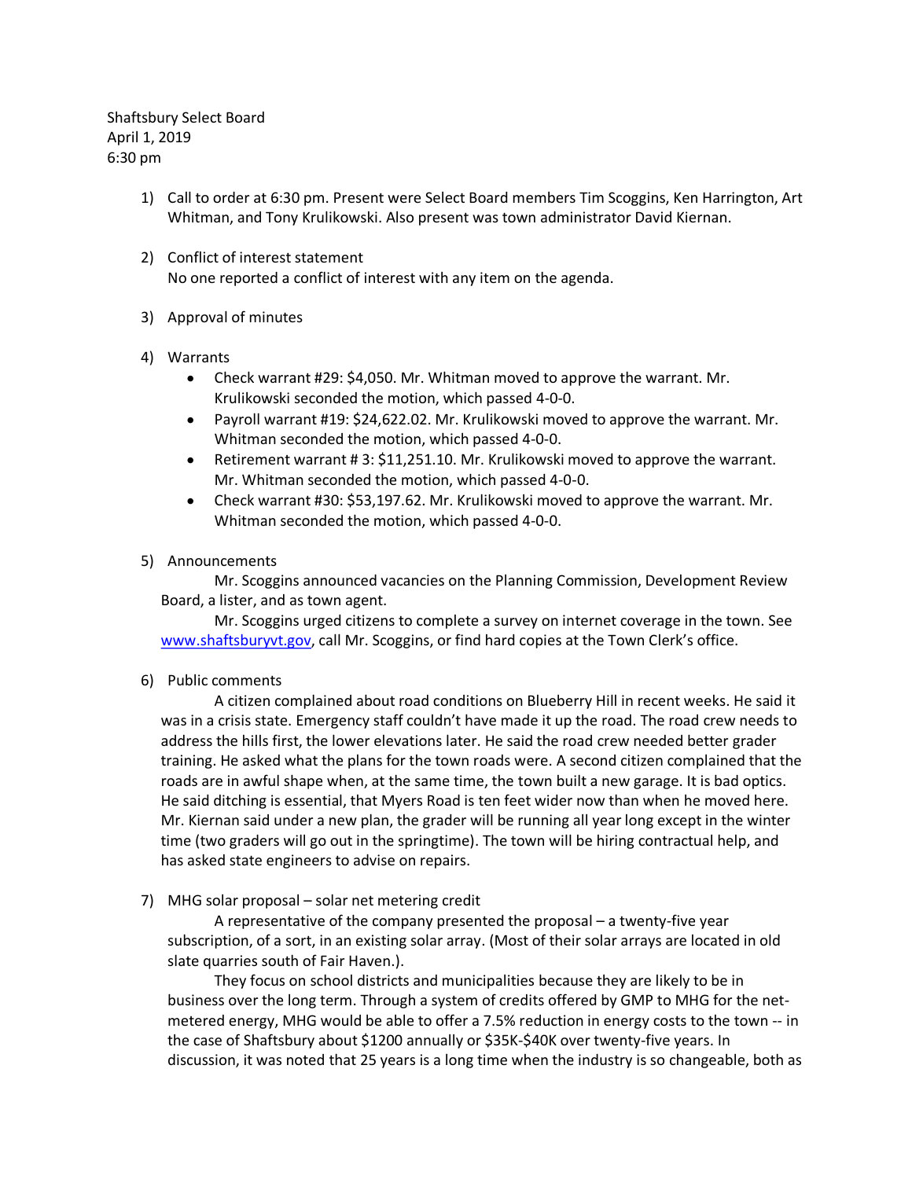Shaftsbury Select Board
April 1, 2019
6:30 pm

1) Call to order at 6:30 pm. Present were Select Board members Tim Scoggins, Ken Harrington, Art Whitman, and Tony Krulikowski. Also present was town administrator David Kiernan.

2) Conflict of interest statement
No one reported a conflict of interest with any item on the agenda.

3) Approval of minutes

4) Warrants
   - Check warrant #29: $4,050. Mr. Whitman moved to approve the warrant. Mr. Krulikowski seconded the motion, which passed 4-0-0.
   - Payroll warrant #19: $24,622.02. Mr. Krulikowski moved to approve the warrant. Mr. Whitman seconded the motion, which passed 4-0-0.
   - Retirement warrant # 3: $11,251.10. Mr. Krulikowski moved to approve the warrant. Mr. Whitman seconded the motion, which passed 4-0-0.
   - Check warrant #30: $53,197.62. Mr. Krulikowski moved to approve the warrant. Mr. Whitman seconded the motion, which passed 4-0-0.

5) Announcements

Mr. Scoggins announced vacancies on the Planning Commission, Development Review Board, a lister, and as town agent.

Mr. Scoggins urged citizens to complete a survey on internet coverage in the town. See www.shaftsburyvt.gov, call Mr. Scoggins, or find hard copies at the Town Clerk's office.

6) Public comments

A citizen complained about road conditions on Blueberry Hill in recent weeks. He said it was in a crisis state. Emergency staff couldn't have made it up the road. The road crew needs to address the hills first, the lower elevations later. He said the road crew needed better grader training. He asked what the plans for the town roads were. A second citizen complained that the roads are in awful shape when, at the same time, the town built a new garage. It is bad optics. He said ditching is essential, that Myers Road is ten feet wider now than when he moved here. Mr. Kiernan said under a new plan, the grader will be running all year long except in the winter time (two graders will go out in the springtime). The town will be hiring contractual help, and has asked state engineers to advise on repairs.

7) MHG solar proposal – solar net metering credit

A representative of the company presented the proposal – a twenty-five year subscription, of a sort, in an existing solar array. (Most of their solar arrays are located in old slate quarries south of Fair Haven.).

They focus on school districts and municipalities because they are likely to be in business over the long term. Through a system of credits offered by GMP to MHG for the net-metered energy, MHG would be able to offer a 7.5% reduction in energy costs to the town -- in the case of Shaftsbury about $1200 annually or $35K-$40K over twenty-five years. In discussion, it was noted that 25 years is a long time when the industry is so changeable, both as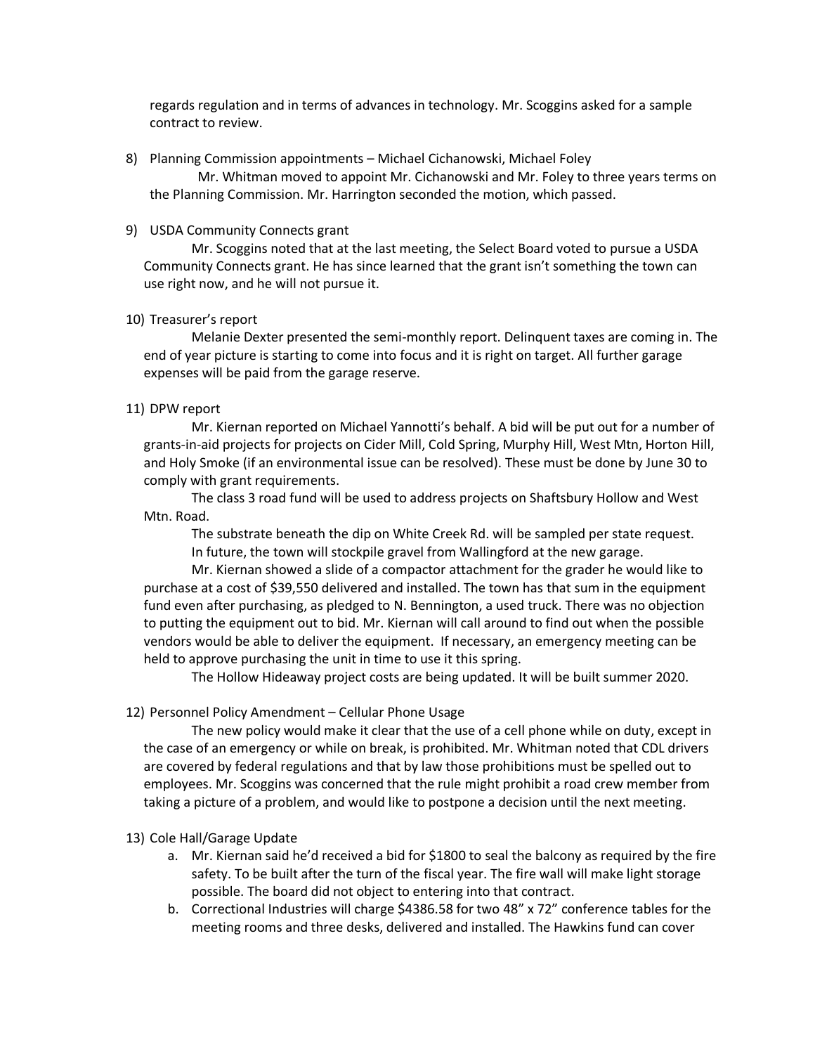regards regulation and in terms of advances in technology. Mr. Scoggins asked for a sample contract to review.

8) Planning Commission appointments – Michael Cichanowski, Michael Foley

   Mr. Whitman moved to appoint Mr. Cichanowski and Mr. Foley to three years terms on the Planning Commission. Mr. Harrington seconded the motion, which passed.

9) USDA Community Connects grant

   Mr. Scoggins noted that at the last meeting, the Select Board voted to pursue a USDA Community Connects grant. He has since learned that the grant isn't something the town can use right now, and he will not pursue it.

10) Treasurer's report

   Melanie Dexter presented the semi-monthly report. Delinquent taxes are coming in. The end of year picture is starting to come into focus and it is right on target. All further garage expenses will be paid from the garage reserve.

11) DPW report

   Mr. Kiernan reported on Michael Yannotti's behalf. A bid will be put out for a number of grants-in-aid projects for projects on Cider Mill, Cold Spring, Murphy Hill, West Mtn, Horton Hill, and Holy Smoke (if an environmental issue can be resolved). These must be done by June 30 to comply with grant requirements.

   The class 3 road fund will be used to address projects on Shaftsbury Hollow and West Mtn. Road.

   The substrate beneath the dip on White Creek Rd. will be sampled per state request.

   In future, the town will stockpile gravel from Wallingford at the new garage.

   Mr. Kiernan showed a slide of a compactor attachment for the grader he would like to purchase at a cost of $39,550 delivered and installed. The town has that sum in the equipment fund even after purchasing, as pledged to N. Bennington, a used truck. There was no objection to putting the equipment out to bid. Mr. Kiernan will call around to find out when the possible vendors would be able to deliver the equipment. If necessary, an emergency meeting can be held to approve purchasing the unit in time to use it this spring.

   The Hollow Hideaway project costs are being updated. It will be built summer 2020.

12) Personnel Policy Amendment – Cellular Phone Usage

   The new policy would make it clear that the use of a cell phone while on duty, except in the case of an emergency or while on break, is prohibited. Mr. Whitman noted that CDL drivers are covered by federal regulations and that by law those prohibitions must be spelled out to employees. Mr. Scoggins was concerned that the rule might prohibit a road crew member from taking a picture of a problem, and would like to postpone a decision until the next meeting.

13) Cole Hall/Garage Update

   a. Mr. Kiernan said he'd received a bid for $1800 to seal the balcony as required by the fire safety. To be built after the turn of the fiscal year. The fire wall will make light storage possible. The board did not object to entering into that contract.
   b. Correctional Industries will charge $4386.58 for two 48" x 72" conference tables for the meeting rooms and three desks, delivered and installed. The Hawkins fund can cover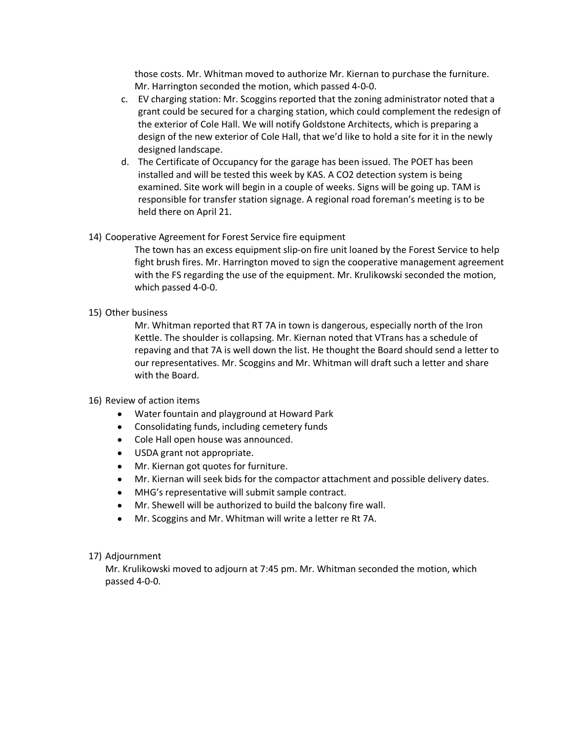those costs. Mr. Whitman moved to authorize Mr. Kiernan to purchase the furniture. Mr. Harrington seconded the motion, which passed 4-0-0.

c. EV charging station: Mr. Scoggins reported that the zoning administrator noted that a grant could be secured for a charging station, which could complement the redesign of the exterior of Cole Hall. We will notify Goldstone Architects, which is preparing a design of the new exterior of Cole Hall, that we'd like to hold a site for it in the newly designed landscape.

d. The Certificate of Occupancy for the garage has been issued. The POET has been installed and will be tested this week by KAS. A CO2 detection system is being examined. Site work will begin in a couple of weeks. Signs will be going up. TAM is responsible for transfer station signage. A regional road foreman's meeting is to be held there on April 21.

14) Cooperative Agreement for Forest Service fire equipment

The town has an excess equipment slip-on fire unit loaned by the Forest Service to help fight brush fires. Mr. Harrington moved to sign the cooperative management agreement with the FS regarding the use of the equipment. Mr. Krulikowski seconded the motion, which passed 4-0-0.

15) Other business

Mr. Whitman reported that RT 7A in town is dangerous, especially north of the Iron Kettle. The shoulder is collapsing. Mr. Kiernan noted that VTrans has a schedule of repaving and that 7A is well down the list. He thought the Board should send a letter to our representatives. Mr. Scoggins and Mr. Whitman will draft such a letter and share with the Board.

16) Review of action items

- Water fountain and playground at Howard Park
- Consolidating funds, including cemetery funds
- Cole Hall open house was announced.
- USDA grant not appropriate.
- Mr. Kiernan got quotes for furniture.
- Mr. Kiernan will seek bids for the compactor attachment and possible delivery dates.
- MHG's representative will submit sample contract.
- Mr. Shewell will be authorized to build the balcony fire wall.
- Mr. Scoggins and Mr. Whitman will write a letter re Rt 7A.

17) Adjournment

Mr. Krulikowski moved to adjourn at 7:45 pm. Mr. Whitman seconded the motion, which passed 4-0-0.